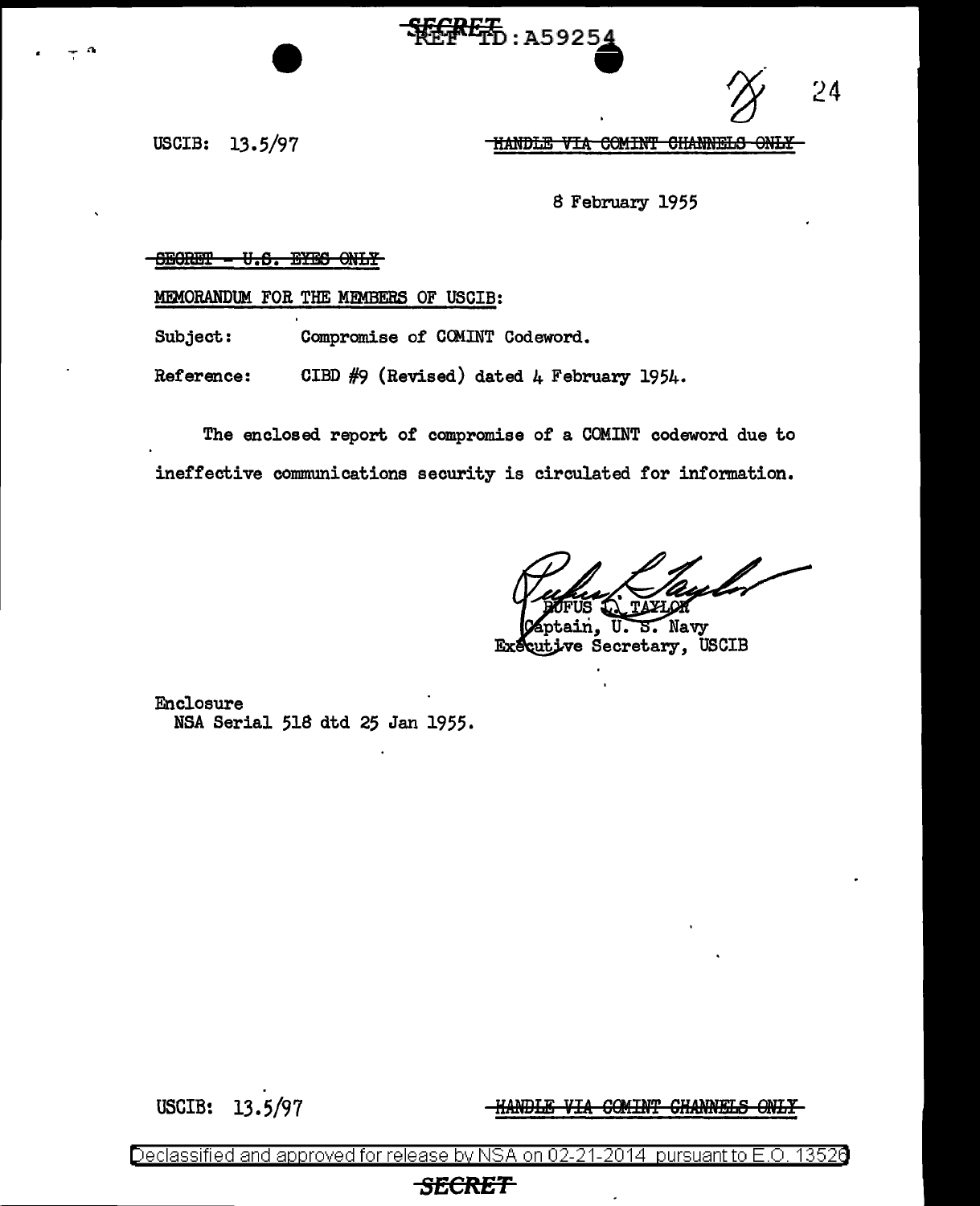USCIB: 13.5/97

~~HANDLE VIA COMINT CHANNELS ONLY~~

8 February 1955

~~SECRET - U.S. EYES ONLY~~

MEMORANDUM FOR THE MEMBERS OF USCIB:

Subject: Compromise of COMINT Codeword.

Reference: CIBD #9 (Revised) dated 4 February 1954.

The enclosed report of compromise of a COMINT codeword due to ineffective communications security is circulated for information.

RUFUS L. TAYLOR
Captain, U. S. Navy
Executive Secretary, USCIB

Enclosure
NSA Serial 518 dtd 25 Jan 1955.

USCIB: 13.5/97

~~HANDLE VIA COMINT CHANNELS ONLY~~

Declassified and approved for release by NSA on 02-21-2014 pursuant to E.O. 13526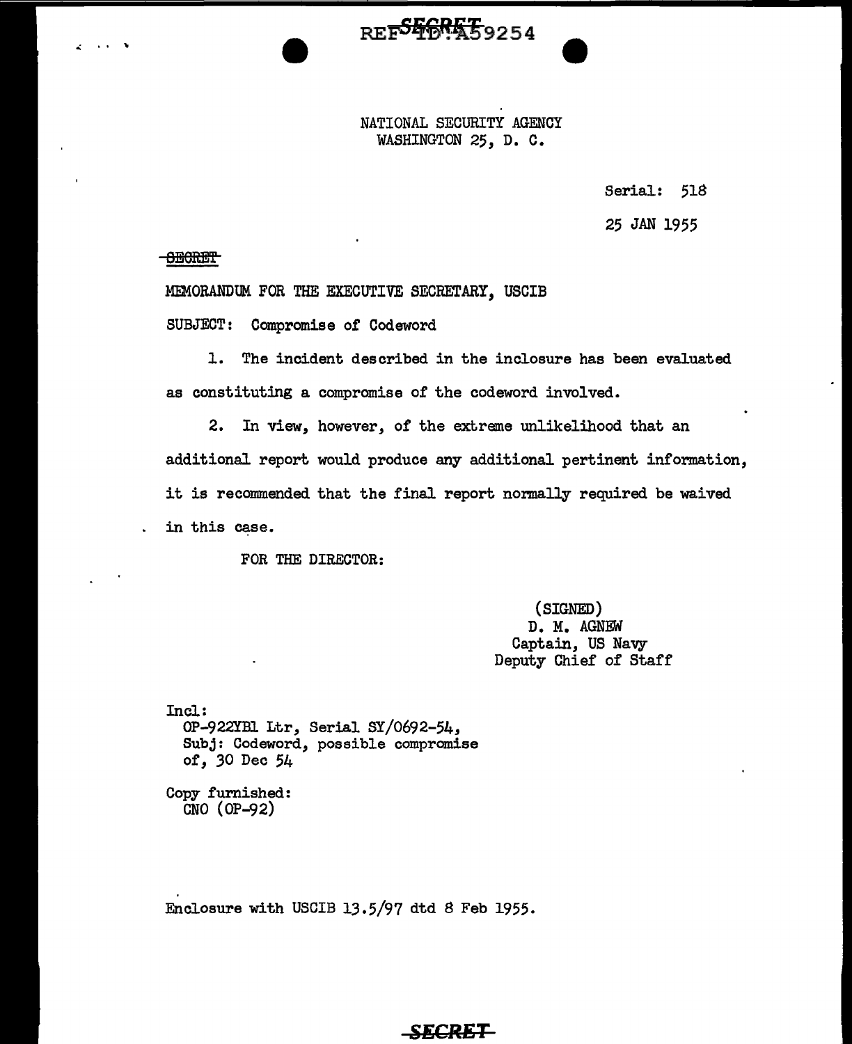NATIONAL SECURITY AGENCY
WASHINGTON 25, D. C.

Serial: 518

25 JAN 1955

SECRET

MEMORANDUM FOR THE EXECUTIVE SECRETARY, USCIB

SUBJECT: Compromise of Codeword

1. The incident described in the inclosure has been evaluated as constituting a compromise of the codeword involved.

2. In view, however, of the extreme unlikelihood that an additional report would produce any additional pertinent information, it is recommended that the final report normally required be waived in this case.

FOR THE DIRECTOR:

(SIGNED)
D. M. AGNEW
Captain, US Navy
Deputy Chief of Staff

Incl:
OP-922YB1 Ltr, Serial SY/0692-54, Subj: Codeword, possible compromise of, 30 Dec 54

Copy furnished:
CNO (OP-92)

Enclosure with USCIB 13.5/97 dtd 8 Feb 1955.

SECRET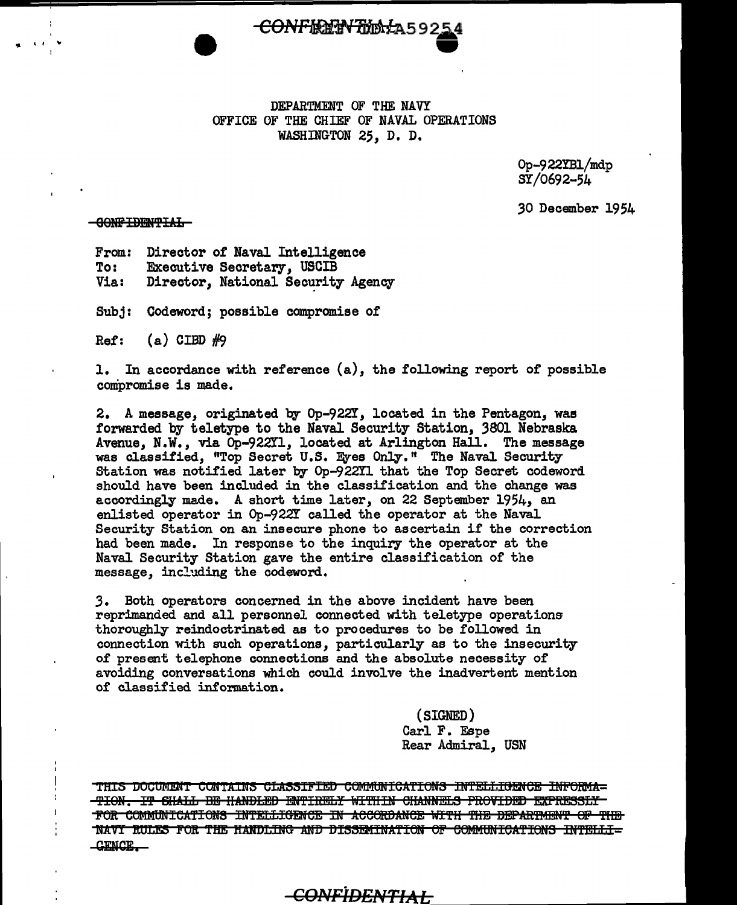CONFIDENTIAL A59254

DEPARTMENT OF THE NAVY
OFFICE OF THE CHIEF OF NAVAL OPERATIONS
WASHINGTON 25, D. D.

Op-922YB1/mdp
SY/0692-54

30 December 1954

~~CONFIDENTIAL~~

From: Director of Naval Intelligence
To: Executive Secretary, USCIB
Via: Director, National Security Agency

Subj: Codeword; possible compromise of

Ref: (a) CIBD #9

1. In accordance with reference (a), the following report of possible compromise is made.

2. A message, originated by Op-922Y, located in the Pentagon, was forwarded by teletype to the Naval Security Station, 3801 Nebraska Avenue, N.W., via Op-922Y1, located at Arlington Hall. The message was classified, "Top Secret U.S. Eyes Only." The Naval Security Station was notified later by Op-922Y1 that the Top Secret codeword should have been included in the classification and the change was accordingly made. A short time later, on 22 September 1954, an enlisted operator in Op-922Y called the operator at the Naval Security Station on an insecure phone to ascertain if the correction had been made. In response to the inquiry the operator at the Naval Security Station gave the entire classification of the message, including the codeword.

3. Both operators concerned in the above incident have been reprimanded and all personnel connected with teletype operations thoroughly reindoctrinated as to procedures to be followed in connection with such operations, particularly as to the insecurity of present telephone connections and the absolute necessity of avoiding conversations which could involve the inadvertent mention of classified information.

(SIGNED)
Carl F. Espe
Rear Admiral, USN

~~THIS DOCUMENT CONTAINS CLASSIFIED COMMUNICATIONS INTELLIGENCE INFORMATION. IT SHALL BE HANDLED ENTIRELY WITHIN CHANNELS PROVIDED EXPRESSLY FOR COMMUNICATIONS INTELLIGENCE IN ACCORDANCE WITH THE DEPARTMENT OF THE NAVY RULES FOR THE HANDLING AND DISSEMINATION OF COMMUNICATIONS INTELLIGENCE.~~

CONFIDENTIAL